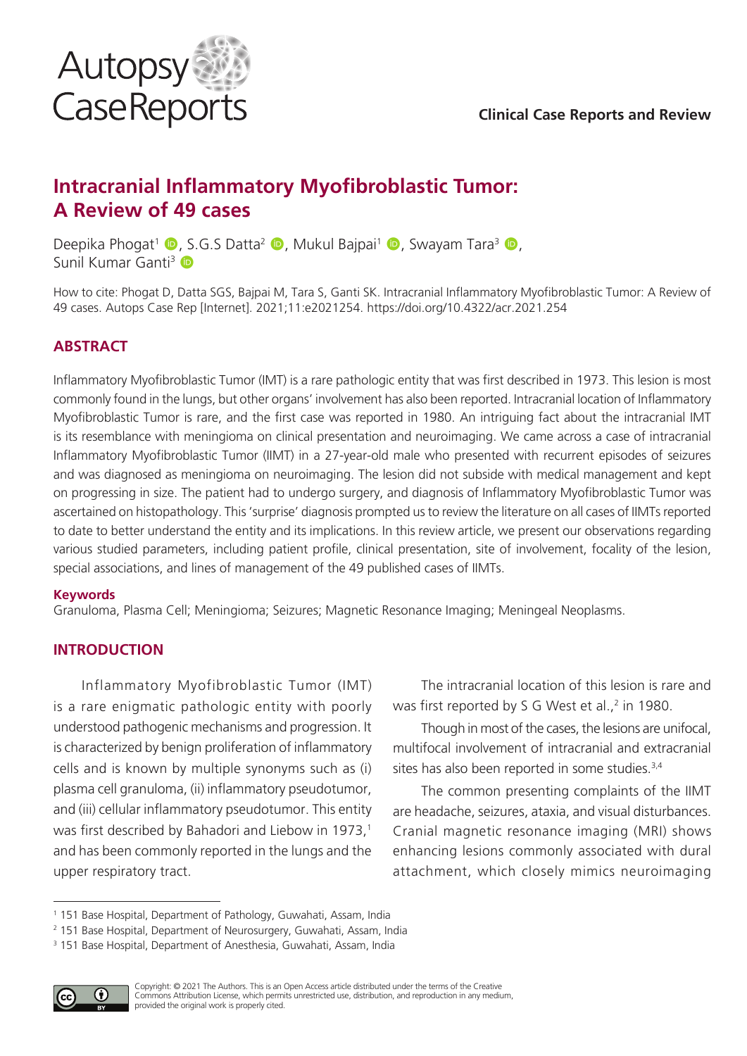Clinical Case Reports and Review

# Intracranial Inflammatory Myofibroblastic Tumor: A Review of 49 cases

Deepika Phogat[1], S.G.S Datta[2], Mukul Bajpai[1], Swayam Tara[3], Sunil Kumar Ganti[3]

How to cite: Phogat D, Datta SGS, Bajpai M, Tara S, Ganti SK. Intracranial Inflammatory Myofibroblastic Tumor: A Review of 49 cases. Autops Case Rep [Internet]. 2021;11:e2021254. https://doi.org/10.4322/acr.2021.254

## ABSTRACT

Inflammatory Myofibroblastic Tumor (IMT) is a rare pathologic entity that was first described in 1973. This lesion is most commonly found in the lungs, but other organs' involvement has also been reported. Intracranial location of Inflammatory Myofibroblastic Tumor is rare, and the first case was reported in 1980. An intriguing fact about the intracranial IMT is its resemblance with meningioma on clinical presentation and neuroimaging. We came across a case of intracranial Inflammatory Myofibroblastic Tumor (IIMT) in a 27-year-old male who presented with recurrent episodes of seizures and was diagnosed as meningioma on neuroimaging. The lesion did not subside with medical management and kept on progressing in size. The patient had to undergo surgery, and diagnosis of Inflammatory Myofibroblastic Tumor was ascertained on histopathology. This 'surprise' diagnosis prompted us to review the literature on all cases of IIMTs reported to date to better understand the entity and its implications. In this review article, we present our observations regarding various studied parameters, including patient profile, clinical presentation, site of involvement, focality of the lesion, special associations, and lines of management of the 49 published cases of IIMTs.

### Keywords

Granuloma, Plasma Cell; Meningioma; Seizures; Magnetic Resonance Imaging; Meningeal Neoplasms.

## INTRODUCTION

Inflammatory Myofibroblastic Tumor (IMT) is a rare enigmatic pathologic entity with poorly understood pathogenic mechanisms and progression. It is characterized by benign proliferation of inflammatory cells and is known by multiple synonyms such as (i) plasma cell granuloma, (ii) inflammatory pseudotumor, and (iii) cellular inflammatory pseudotumor. This entity was first described by Bahadori and Liebow in 1973,[1] and has been commonly reported in the lungs and the upper respiratory tract.

The intracranial location of this lesion is rare and was first reported by S G West et al.,[2] in 1980.

Though in most of the cases, the lesions are unifocal, multifocal involvement of intracranial and extracranial sites has also been reported in some studies.[3,4]

The common presenting complaints of the IIMT are headache, seizures, ataxia, and visual disturbances. Cranial magnetic resonance imaging (MRI) shows enhancing lesions commonly associated with dural attachment, which closely mimics neuroimaging

[1] 151 Base Hospital, Department of Pathology, Guwahati, Assam, India

[2] 151 Base Hospital, Department of Neurosurgery, Guwahati, Assam, India

[3] 151 Base Hospital, Department of Anesthesia, Guwahati, Assam, India

Copyright: © 2021 The Authors. This is an Open Access article distributed under the terms of the Creative Commons Attribution License, which permits unrestricted use, distribution, and reproduction in any medium, provided the original work is properly cited.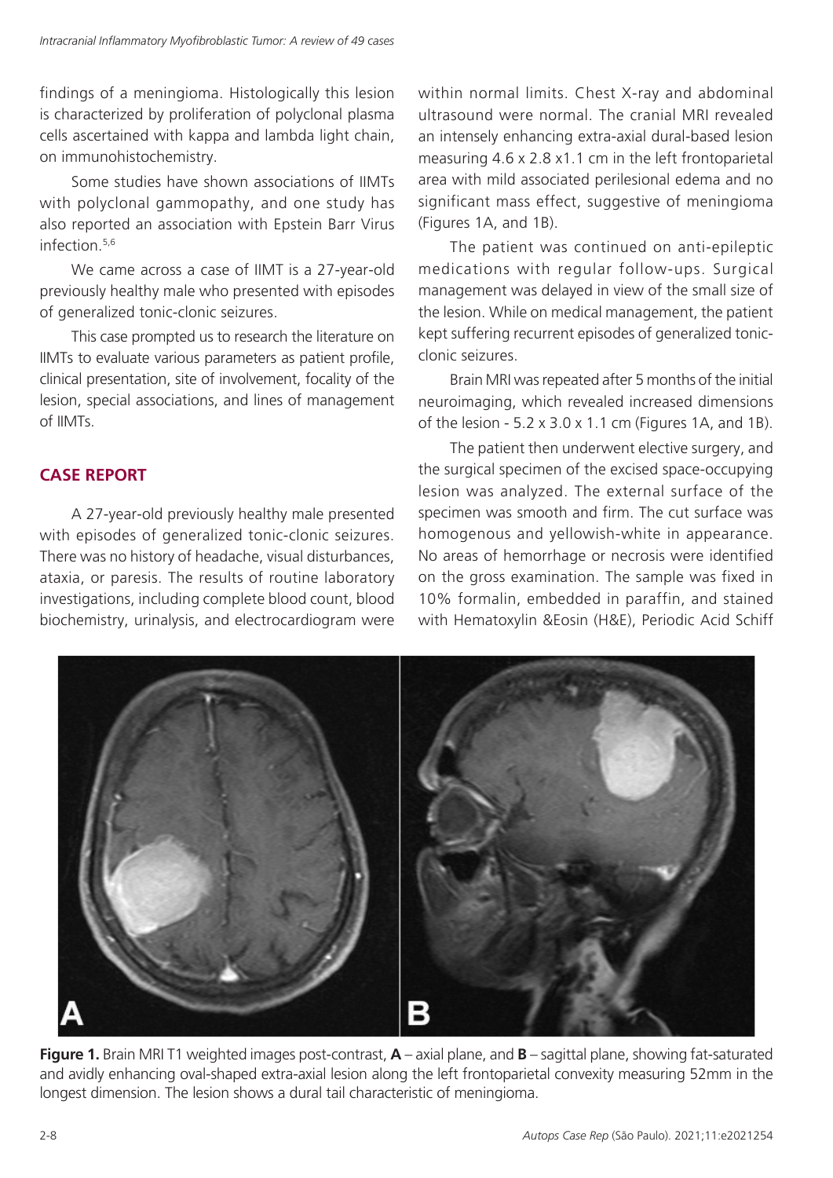findings of a meningioma. Histologically this lesion is characterized by proliferation of polyclonal plasma cells ascertained with kappa and lambda light chain, on immunohistochemistry.

Some studies have shown associations of IIMTs with polyclonal gammopathy, and one study has also reported an association with Epstein Barr Virus infection.[5,6]

We came across a case of IIMT is a 27-year-old previously healthy male who presented with episodes of generalized tonic-clonic seizures.

This case prompted us to research the literature on IIMTs to evaluate various parameters as patient profile, clinical presentation, site of involvement, focality of the lesion, special associations, and lines of management of IIMTs.

## CASE REPORT

A 27-year-old previously healthy male presented with episodes of generalized tonic-clonic seizures. There was no history of headache, visual disturbances, ataxia, or paresis. The results of routine laboratory investigations, including complete blood count, blood biochemistry, urinalysis, and electrocardiogram were within normal limits. Chest X-ray and abdominal ultrasound were normal. The cranial MRI revealed an intensely enhancing extra-axial dural-based lesion measuring 4.6 x 2.8 x1.1 cm in the left frontoparietal area with mild associated perilesional edema and no significant mass effect, suggestive of meningioma (Figures 1A, and 1B).

The patient was continued on anti-epileptic medications with regular follow-ups. Surgical management was delayed in view of the small size of the lesion. While on medical management, the patient kept suffering recurrent episodes of generalized tonic-clonic seizures.

Brain MRI was repeated after 5 months of the initial neuroimaging, which revealed increased dimensions of the lesion - 5.2 x 3.0 x 1.1 cm (Figures 1A, and 1B).

The patient then underwent elective surgery, and the surgical specimen of the excised space-occupying lesion was analyzed. The external surface of the specimen was smooth and firm. The cut surface was homogenous and yellowish-white in appearance. No areas of hemorrhage or necrosis were identified on the gross examination. The sample was fixed in 10% formalin, embedded in paraffin, and stained with Hematoxylin &Eosin (H&E), Periodic Acid Schiff

**Figure 1.** Brain MRI T1 weighted images post-contrast, **A** – axial plane, and **B** – sagittal plane, showing fat-saturated and avidly enhancing oval-shaped extra-axial lesion along the left frontoparietal convexity measuring 52mm in the longest dimension. The lesion shows a dural tail characteristic of meningioma.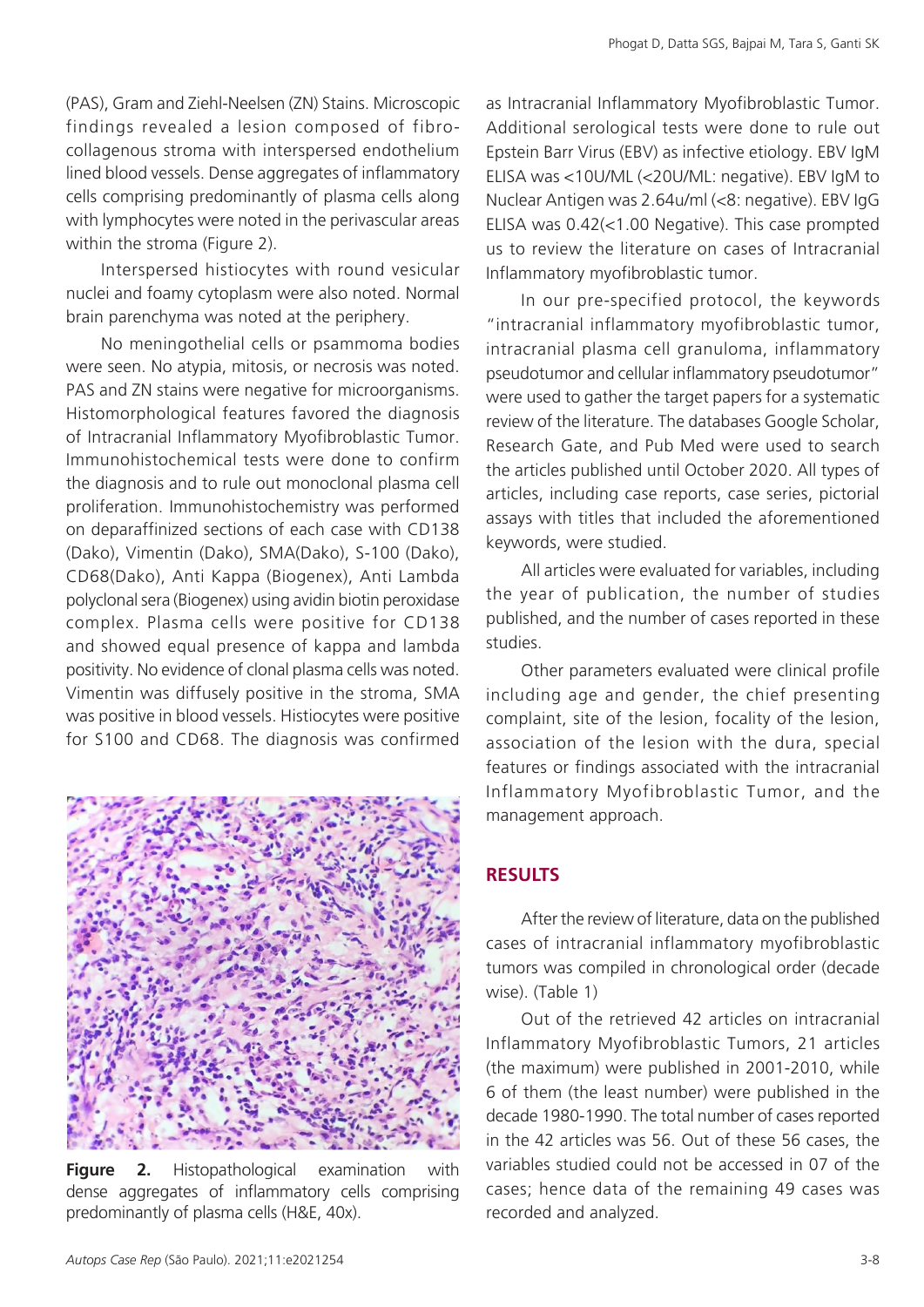(PAS), Gram and Ziehl-Neelsen (ZN) Stains. Microscopic findings revealed a lesion composed of fibro-collagenous stroma with interspersed endothelium lined blood vessels. Dense aggregates of inflammatory cells comprising predominantly of plasma cells along with lymphocytes were noted in the perivascular areas within the stroma (Figure 2).

Interspersed histiocytes with round vesicular nuclei and foamy cytoplasm were also noted. Normal brain parenchyma was noted at the periphery.

No meningothelial cells or psammoma bodies were seen. No atypia, mitosis, or necrosis was noted. PAS and ZN stains were negative for microorganisms. Histomorphological features favored the diagnosis of Intracranial Inflammatory Myofibroblastic Tumor. Immunohistochemical tests were done to confirm the diagnosis and to rule out monoclonal plasma cell proliferation. Immunohistochemistry was performed on deparaffinized sections of each case with CD138 (Dako), Vimentin (Dako), SMA(Dako), S-100 (Dako), CD68(Dako), Anti Kappa (Biogenex), Anti Lambda polyclonal sera (Biogenex) using avidin biotin peroxidase complex. Plasma cells were positive for CD138 and showed equal presence of kappa and lambda positivity. No evidence of clonal plasma cells was noted. Vimentin was diffusely positive in the stroma, SMA was positive in blood vessels. Histiocytes were positive for S100 and CD68. The diagnosis was confirmed as Intracranial Inflammatory Myofibroblastic Tumor. Additional serological tests were done to rule out Epstein Barr Virus (EBV) as infective etiology. EBV IgM ELISA was <10U/ML (<20U/ML: negative). EBV IgM to Nuclear Antigen was 2.64u/ml (<8: negative). EBV IgG ELISA was 0.42(<1.00 Negative). This case prompted us to review the literature on cases of Intracranial Inflammatory myofibroblastic tumor.

**Figure 2.** Histopathological examination with dense aggregates of inflammatory cells comprising predominantly of plasma cells (H&E, 40x).

In our pre-specified protocol, the keywords "intracranial inflammatory myofibroblastic tumor, intracranial plasma cell granuloma, inflammatory pseudotumor and cellular inflammatory pseudotumor" were used to gather the target papers for a systematic review of the literature. The databases Google Scholar, Research Gate, and Pub Med were used to search the articles published until October 2020. All types of articles, including case reports, case series, pictorial assays with titles that included the aforementioned keywords, were studied.

All articles were evaluated for variables, including the year of publication, the number of studies published, and the number of cases reported in these studies.

Other parameters evaluated were clinical profile including age and gender, the chief presenting complaint, site of the lesion, focality of the lesion, association of the lesion with the dura, special features or findings associated with the intracranial Inflammatory Myofibroblastic Tumor, and the management approach.

## RESULTS

After the review of literature, data on the published cases of intracranial inflammatory myofibroblastic tumors was compiled in chronological order (decade wise). (Table 1)

Out of the retrieved 42 articles on intracranial Inflammatory Myofibroblastic Tumors, 21 articles (the maximum) were published in 2001-2010, while 6 of them (the least number) were published in the decade 1980-1990. The total number of cases reported in the 42 articles was 56. Out of these 56 cases, the variables studied could not be accessed in 07 of the cases; hence data of the remaining 49 cases was recorded and analyzed.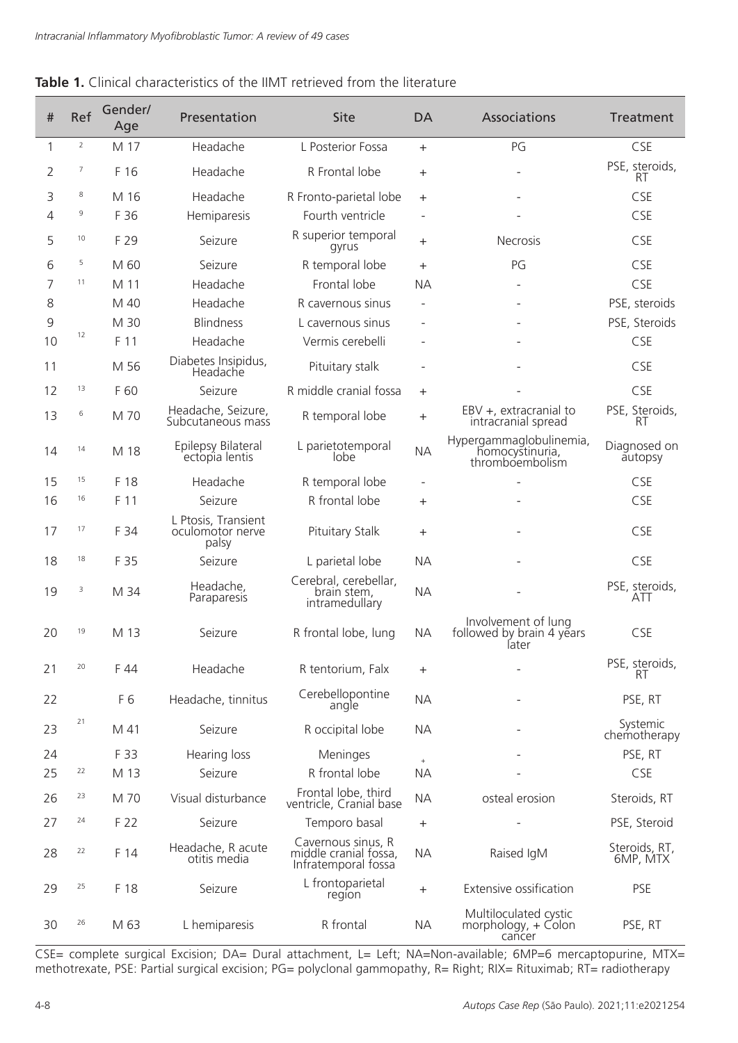**Table 1.** Clinical characteristics of the IIMT retrieved from the literature

| # | Ref | Gender/ Age | Presentation | Site | DA | Associations | Treatment |
|---|---|---|---|---|---|---|---|
| 1 | 2 | M 17 | Headache | L Posterior Fossa | + | PG | CSE |
| 2 | 7 | F 16 | Headache | R Frontal lobe | + | - | PSE, steroids, RT |
| 3 | 8 | M 16 | Headache | R Fronto-parietal lobe | + | - | CSE |
| 4 | 9 | F 36 | Hemiparesis | Fourth ventricle | - | - | CSE |
| 5 | 10 | F 29 | Seizure | R superior temporal gyrus | + | Necrosis | CSE |
| 6 | 5 | M 60 | Seizure | R temporal lobe | + | PG | CSE |
| 7 | 11 | M 11 | Headache | Frontal lobe | NA | - | CSE |
| 8 | | M 40 | Headache | R cavernous sinus | - | - | PSE, steroids |
| 9 | | M 30 | Blindness | L cavernous sinus | - | - | PSE, Steroids |
| 10 | 12 | F 11 | Headache | Vermis cerebelli | - | - | CSE |
| 11 | | M 56 | Diabetes Insipidus, Headache | Pituitary stalk | - | - | CSE |
| 12 | 13 | F 60 | Seizure | R middle cranial fossa | + | - | CSE |
| 13 | 6 | M 70 | Headache, Seizure, Subcutaneous mass | R temporal lobe | + | EBV +, extracranial to intracranial spread | PSE, Steroids, RT |
| 14 | 14 | M 18 | Epilepsy Bilateral ectopia lentis | L parietotemporal lobe | NA | Hypergammaglobulinemia, homocystinuria, thromboembolism | Diagnosed on autopsy |
| 15 | 15 | F 18 | Headache | R temporal lobe | - | - | CSE |
| 16 | 16 | F 11 | Seizure | R frontal lobe | + | - | CSE |
| 17 | 17 | F 34 | L Ptosis, Transient oculomotor nerve palsy | Pituitary Stalk | + | - | CSE |
| 18 | 18 | F 35 | Seizure | L parietal lobe | NA | - | CSE |
| 19 | 3 | M 34 | Headache, Paraparesis | Cerebral, cerebellar, brain stem, intramedullary | NA | - | PSE, steroids, ATT |
| 20 | 19 | M 13 | Seizure | R frontal lobe, lung | NA | Involvement of lung followed by brain 4 years later | CSE |
| 21 | 20 | F 44 | Headache | R tentorium, Falx | + | - | PSE, steroids, RT |
| 22 | | F 6 | Headache, tinnitus | Cerebellopontine angle | NA | - | PSE, RT |
| 23 | 21 | M 41 | Seizure | R occipital lobe | NA | - | Systemic chemotherapy |
| 24 | | F 33 | Hearing loss | Meninges | + | - | PSE, RT |
| 25 | 22 | M 13 | Seizure | R frontal lobe | NA | - | CSE |
| 26 | 23 | M 70 | Visual disturbance | Frontal lobe, third ventricle, Cranial base | NA | osteal erosion | Steroids, RT |
| 27 | 24 | F 22 | Seizure | Temporo basal | + | - | PSE, Steroid |
| 28 | 22 | F 14 | Headache, R acute otitis media | Cavernous sinus, R middle cranial fossa, Infratemporal fossa | NA | Raised IgM | Steroids, RT, 6MP, MTX |
| 29 | 25 | F 18 | Seizure | L frontoparietal region | + | Extensive ossification | PSE |
| 30 | 26 | M 63 | L hemiparesis | R frontal | NA | Multiloculated cystic morphology, + Colon cancer | PSE, RT |

CSE= complete surgical Excision; DA= Dural attachment, L= Left; NA=Non-available; 6MP=6 mercaptopurine, MTX= methotrexate, PSE: Partial surgical excision; PG= polyclonal gammopathy, R= Right; RIX= Rituximab; RT= radiotherapy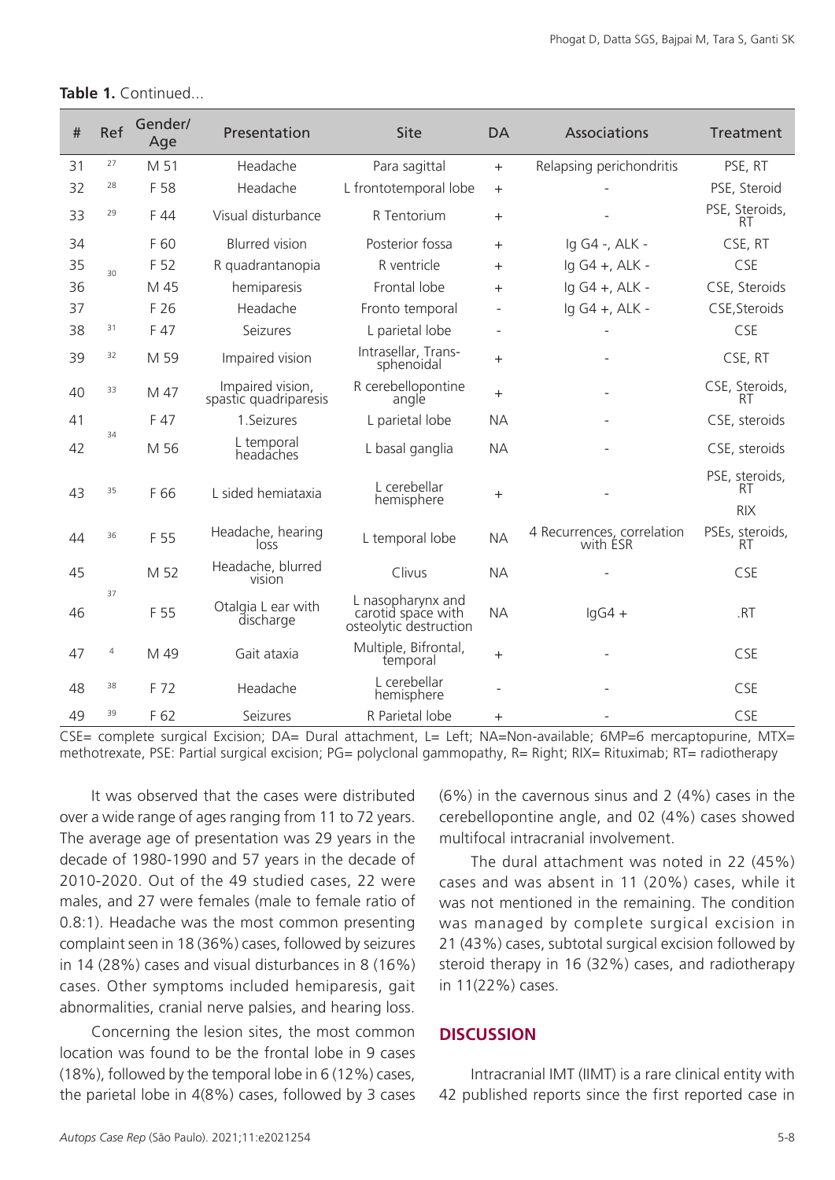**Table 1.** Continued...

| # | Ref | Gender/ Age | Presentation | Site | DA | Associations | Treatment |
|---|---|---|---|---|---|---|---|
| 31 | 27 | M 51 | Headache | Para sagittal | + | Relapsing perichondritis | PSE, RT |
| 32 | 28 | F 58 | Headache | L frontotemporal lobe | + | - | PSE, Steroid |
| 33 | 29 | F 44 | Visual disturbance | R Tentorium | + | - | PSE, Steroids, RT |
| 34 | 30 | F 60 | Blurred vision | Posterior fossa | + | Ig G4 -, ALK - | CSE, RT |
| 35 | | F 52 | R quadrantanopia | R ventricle | + | Ig G4 +, ALK - | CSE |
| 36 | | M 45 | hemiparesis | Frontal lobe | + | Ig G4 +, ALK - | CSE, Steroids |
| 37 | | F 26 | Headache | Fronto temporal | - | Ig G4 +, ALK - | CSE,Steroids |
| 38 | 31 | F 47 | Seizures | L parietal lobe | - | - | CSE |
| 39 | 32 | M 59 | Impaired vision | Intrasellar, Trans-sphenoidal | + | - | CSE, RT |
| 40 | 33 | M 47 | Impaired vision, spastic quadriparesis | R cerebellopontine angle | + | - | CSE, Steroids, RT |
| 41 | 34 | F 47 | 1.Seizures | L parietal lobe | NA | - | CSE, steroids |
| 42 | | M 56 | L temporal headaches | L basal ganglia | NA | - | CSE, steroids |
| 43 | 35 | F 66 | L sided hemiataxia | L cerebellar hemisphere | + | - | PSE, steroids, RT RIX |
| 44 | 36 | F 55 | Headache, hearing loss | L temporal lobe | NA | 4 Recurrences, correlation with ESR | PSEs, steroids, RT |
| 45 | 37 | M 52 | Headache, blurred vision | Clivus | NA | - | CSE |
| 46 | | F 55 | Otalgia L ear with discharge | L nasopharynx and carotid space with osteolytic destruction | NA | IgG4 + | .RT |
| 47 | 4 | M 49 | Gait ataxia | Multiple, Bifrontal, temporal | + | - | CSE |
| 48 | 38 | F 72 | Headache | L cerebellar hemisphere | - | - | CSE |
| 49 | 39 | F 62 | Seizures | R Parietal lobe | + | - | CSE |

CSE= complete surgical Excision; DA= Dural attachment, L= Left; NA=Non-available; 6MP=6 mercaptopurine, MTX= methotrexate, PSE: Partial surgical excision; PG= polyclonal gammopathy, R= Right; RIX= Rituximab; RT= radiotherapy

It was observed that the cases were distributed over a wide range of ages ranging from 11 to 72 years. The average age of presentation was 29 years in the decade of 1980-1990 and 57 years in the decade of 2010-2020. Out of the 49 studied cases, 22 were males, and 27 were females (male to female ratio of 0.8:1). Headache was the most common presenting complaint seen in 18 (36%) cases, followed by seizures in 14 (28%) cases and visual disturbances in 8 (16%) cases. Other symptoms included hemiparesis, gait abnormalities, cranial nerve palsies, and hearing loss.

Concerning the lesion sites, the most common location was found to be the frontal lobe in 9 cases (18%), followed by the temporal lobe in 6 (12%) cases, the parietal lobe in 4(8%) cases, followed by 3 cases (6%) in the cavernous sinus and 2 (4%) cases in the cerebellopontine angle, and 02 (4%) cases showed multifocal intracranial involvement.

The dural attachment was noted in 22 (45%) cases and was absent in 11 (20%) cases, while it was not mentioned in the remaining. The condition was managed by complete surgical excision in 21 (43%) cases, subtotal surgical excision followed by steroid therapy in 16 (32%) cases, and radiotherapy in 11(22%) cases.

## DISCUSSION

Intracranial IMT (IIMT) is a rare clinical entity with 42 published reports since the first reported case in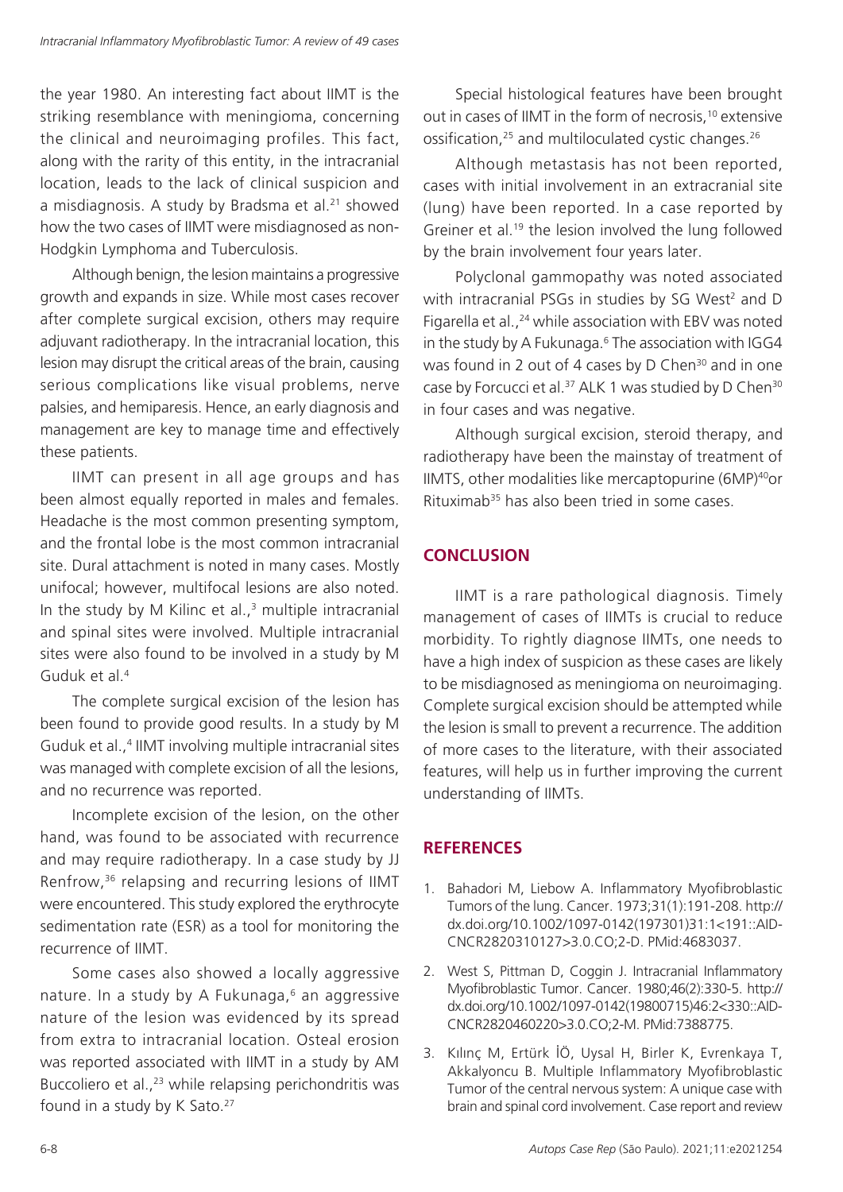the year 1980. An interesting fact about IIMT is the striking resemblance with meningioma, concerning the clinical and neuroimaging profiles. This fact, along with the rarity of this entity, in the intracranial location, leads to the lack of clinical suspicion and a misdiagnosis. A study by Bradsma et al.[21] showed how the two cases of IIMT were misdiagnosed as non-Hodgkin Lymphoma and Tuberculosis.

Although benign, the lesion maintains a progressive growth and expands in size. While most cases recover after complete surgical excision, others may require adjuvant radiotherapy. In the intracranial location, this lesion may disrupt the critical areas of the brain, causing serious complications like visual problems, nerve palsies, and hemiparesis. Hence, an early diagnosis and management are key to manage time and effectively these patients.

IIMT can present in all age groups and has been almost equally reported in males and females. Headache is the most common presenting symptom, and the frontal lobe is the most common intracranial site. Dural attachment is noted in many cases. Mostly unifocal; however, multifocal lesions are also noted. In the study by M Kilinc et al.,[3] multiple intracranial and spinal sites were involved. Multiple intracranial sites were also found to be involved in a study by M Guduk et al.[4]

The complete surgical excision of the lesion has been found to provide good results. In a study by M Guduk et al.,[4] IIMT involving multiple intracranial sites was managed with complete excision of all the lesions, and no recurrence was reported.

Incomplete excision of the lesion, on the other hand, was found to be associated with recurrence and may require radiotherapy. In a case study by JJ Renfrow,[36] relapsing and recurring lesions of IIMT were encountered. This study explored the erythrocyte sedimentation rate (ESR) as a tool for monitoring the recurrence of IIMT.

Some cases also showed a locally aggressive nature. In a study by A Fukunaga,[6] an aggressive nature of the lesion was evidenced by its spread from extra to intracranial location. Osteal erosion was reported associated with IIMT in a study by AM Buccoliero et al.,[23] while relapsing perichondritis was found in a study by K Sato.[27]

Special histological features have been brought out in cases of IIMT in the form of necrosis,[10] extensive ossification,[25] and multiloculated cystic changes.[26]

Although metastasis has not been reported, cases with initial involvement in an extracranial site (lung) have been reported. In a case reported by Greiner et al.[19] the lesion involved the lung followed by the brain involvement four years later.

Polyclonal gammopathy was noted associated with intracranial PSGs in studies by SG West[2] and D Figarella et al.,[24] while association with EBV was noted in the study by A Fukunaga.[6] The association with IGG4 was found in 2 out of 4 cases by D Chen[30] and in one case by Forcucci et al.[37] ALK 1 was studied by D Chen[30] in four cases and was negative.

Although surgical excision, steroid therapy, and radiotherapy have been the mainstay of treatment of IIMTS, other modalities like mercaptopurine (6MP)[40]or Rituximab[35] has also been tried in some cases.

## CONCLUSION

IIMT is a rare pathological diagnosis. Timely management of cases of IIMTs is crucial to reduce morbidity. To rightly diagnose IIMTs, one needs to have a high index of suspicion as these cases are likely to be misdiagnosed as meningioma on neuroimaging. Complete surgical excision should be attempted while the lesion is small to prevent a recurrence. The addition of more cases to the literature, with their associated features, will help us in further improving the current understanding of IIMTs.

## REFERENCES

1. Bahadori M, Liebow A. Inflammatory Myofibroblastic Tumors of the lung. Cancer. 1973;31(1):191-208. http://dx.doi.org/10.1002/1097-0142(197301)31:1<191::AID-CNCR2820310127>3.0.CO;2-D. PMid:4683037.
2. West S, Pittman D, Coggin J. Intracranial Inflammatory Myofibroblastic Tumor. Cancer. 1980;46(2):330-5. http://dx.doi.org/10.1002/1097-0142(19800715)46:2<330::AID-CNCR2820460220>3.0.CO;2-M. PMid:7388775.
3. Kılınç M, Ertürk İÖ, Uysal H, Birler K, Evrenkaya T, Akkalyoncu B. Multiple Inflammatory Myofibroblastic Tumor of the central nervous system: A unique case with brain and spinal cord involvement. Case report and review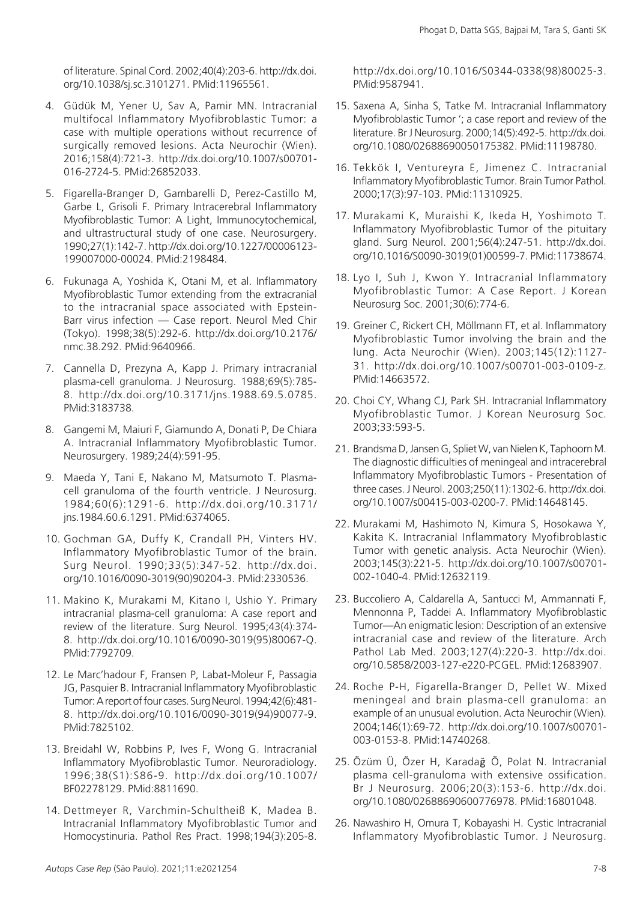of literature. Spinal Cord. 2002;40(4):203-6. http://dx.doi.org/10.1038/sj.sc.3101271. PMid:11965561.

4. Güdük M, Yener U, Sav A, Pamir MN. Intracranial multifocal Inflammatory Myofibroblastic Tumor: a case with multiple operations without recurrence of surgically removed lesions. Acta Neurochir (Wien). 2016;158(4):721-3. http://dx.doi.org/10.1007/s00701-016-2724-5. PMid:26852033.

5. Figarella-Branger D, Gambarelli D, Perez-Castillo M, Garbe L, Grisoli F. Primary Intracerebral Inflammatory Myofibroblastic Tumor: A Light, Immunocytochemical, and ultrastructural study of one case. Neurosurgery. 1990;27(1):142-7. http://dx.doi.org/10.1227/00006123-199007000-00024. PMid:2198484.

6. Fukunaga A, Yoshida K, Otani M, et al. Inflammatory Myofibroblastic Tumor extending from the extracranial to the intracranial space associated with Epstein-Barr virus infection — Case report. Neurol Med Chir (Tokyo). 1998;38(5):292-6. http://dx.doi.org/10.2176/nmc.38.292. PMid:9640966.

7. Cannella D, Prezyna A, Kapp J. Primary intracranial plasma-cell granuloma. J Neurosurg. 1988;69(5):785-8. http://dx.doi.org/10.3171/jns.1988.69.5.0785. PMid:3183738.

8. Gangemi M, Maiuri F, Giamundo A, Donati P, De Chiara A. Intracranial Inflammatory Myofibroblastic Tumor. Neurosurgery. 1989;24(4):591-95.

9. Maeda Y, Tani E, Nakano M, Matsumoto T. Plasma-cell granuloma of the fourth ventricle. J Neurosurg. 1984;60(6):1291-6. http://dx.doi.org/10.3171/jns.1984.60.6.1291. PMid:6374065.

10. Gochman GA, Duffy K, Crandall PH, Vinters HV. Inflammatory Myofibroblastic Tumor of the brain. Surg Neurol. 1990;33(5):347-52. http://dx.doi.org/10.1016/0090-3019(90)90204-3. PMid:2330536.

11. Makino K, Murakami M, Kitano I, Ushio Y. Primary intracranial plasma-cell granuloma: A case report and review of the literature. Surg Neurol. 1995;43(4):374-8. http://dx.doi.org/10.1016/0090-3019(95)80067-Q. PMid:7792709.

12. Le Marc'hadour F, Fransen P, Labat-Moleur F, Passagia JG, Pasquier B. Intracranial Inflammatory Myofibroblastic Tumor: A report of four cases. Surg Neurol. 1994;42(6):481-8. http://dx.doi.org/10.1016/0090-3019(94)90077-9. PMid:7825102.

13. Breidahl W, Robbins P, Ives F, Wong G. Intracranial Inflammatory Myofibroblastic Tumor. Neuroradiology. 1996;38(S1):S86-9. http://dx.doi.org/10.1007/BF02278129. PMid:8811690.

14. Dettmeyer R, Varchmin-Schultheiß K, Madea B. Intracranial Inflammatory Myofibroblastic Tumor and Homocystinuria. Pathol Res Pract. 1998;194(3):205-8. http://dx.doi.org/10.1016/S0344-0338(98)80025-3. PMid:9587941.

15. Saxena A, Sinha S, Tatke M. Intracranial Inflammatory Myofibroblastic Tumor '; a case report and review of the literature. Br J Neurosurg. 2000;14(5):492-5. http://dx.doi.org/10.1080/02688690050175382. PMid:11198780.

16. Tekkök I, Ventureyra E, Jimenez C. Intracranial Inflammatory Myofibroblastic Tumor. Brain Tumor Pathol. 2000;17(3):97-103. PMid:11310925.

17. Murakami K, Muraishi K, Ikeda H, Yoshimoto T. Inflammatory Myofibroblastic Tumor of the pituitary gland. Surg Neurol. 2001;56(4):247-51. http://dx.doi.org/10.1016/S0090-3019(01)00599-7. PMid:11738674.

18. Lyo I, Suh J, Kwon Y. Intracranial Inflammatory Myofibroblastic Tumor: A Case Report. J Korean Neurosurg Soc. 2001;30(6):774-6.

19. Greiner C, Rickert CH, Möllmann FT, et al. Inflammatory Myofibroblastic Tumor involving the brain and the lung. Acta Neurochir (Wien). 2003;145(12):1127-31. http://dx.doi.org/10.1007/s00701-003-0109-z. PMid:14663572.

20. Choi CY, Whang CJ, Park SH. Intracranial Inflammatory Myofibroblastic Tumor. J Korean Neurosurg Soc. 2003;33:593-5.

21. Brandsma D, Jansen G, Spliet W, van Nielen K, Taphoorn M. The diagnostic difficulties of meningeal and intracerebral Inflammatory Myofibroblastic Tumors - Presentation of three cases. J Neurol. 2003;250(11):1302-6. http://dx.doi.org/10.1007/s00415-003-0200-7. PMid:14648145.

22. Murakami M, Hashimoto N, Kimura S, Hosokawa Y, Kakita K. Intracranial Inflammatory Myofibroblastic Tumor with genetic analysis. Acta Neurochir (Wien). 2003;145(3):221-5. http://dx.doi.org/10.1007/s00701-002-1040-4. PMid:12632119.

23. Buccoliero A, Caldarella A, Santucci M, Ammannati F, Mennonna P, Taddei A. Inflammatory Myofibroblastic Tumor—An enigmatic lesion: Description of an extensive intracranial case and review of the literature. Arch Pathol Lab Med. 2003;127(4):220-3. http://dx.doi.org/10.5858/2003-127-e220-PCGEL. PMid:12683907.

24. Roche P-H, Figarella-Branger D, Pellet W. Mixed meningeal and brain plasma-cell granuloma: an example of an unusual evolution. Acta Neurochir (Wien). 2004;146(1):69-72. http://dx.doi.org/10.1007/s00701-003-0153-8. PMid:14740268.

25. Özüm Ü, Özer H, Karadağ Ö, Polat N. Intracranial plasma cell-granuloma with extensive ossification. Br J Neurosurg. 2006;20(3):153-6. http://dx.doi.org/10.1080/02688690600776978. PMid:16801048.

26. Nawashiro H, Omura T, Kobayashi H. Cystic Intracranial Inflammatory Myofibroblastic Tumor. J Neurosurg.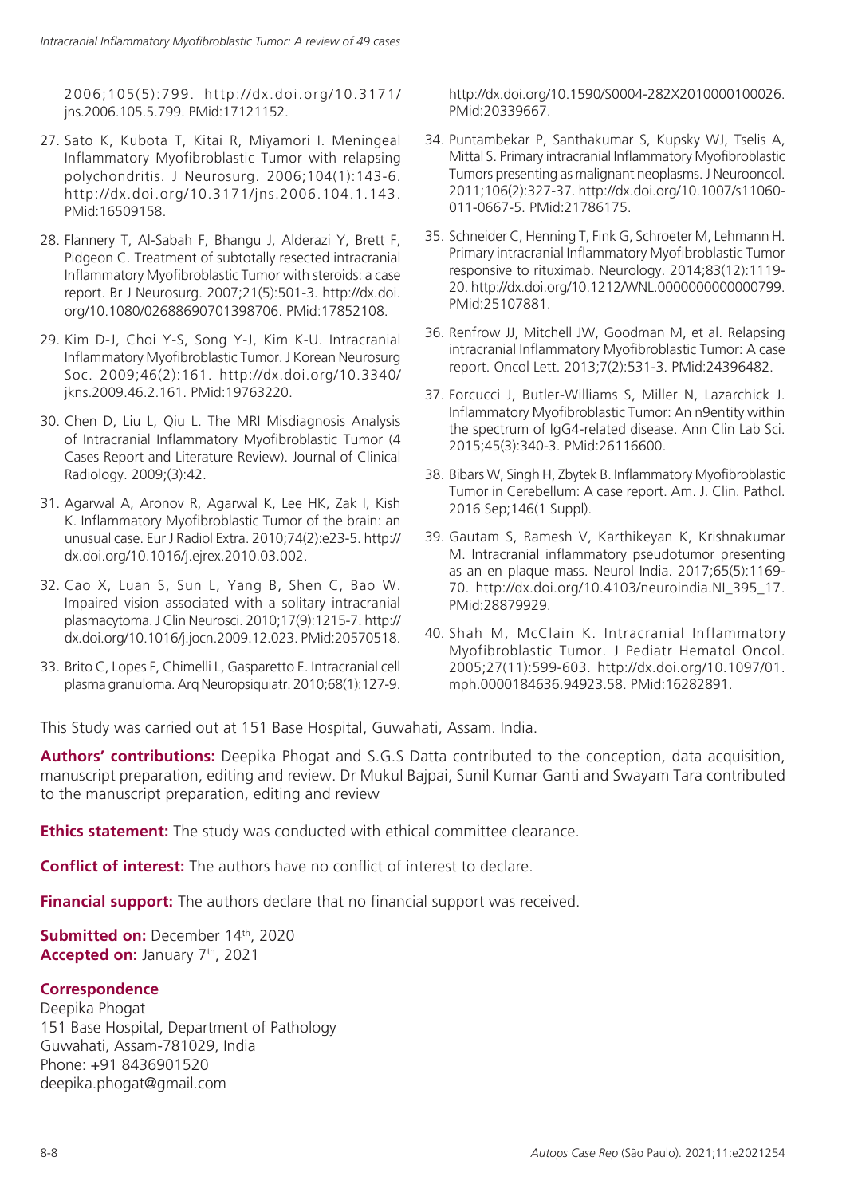2006;105(5):799. http://dx.doi.org/10.3171/jns.2006.105.5.799. PMid:17121152.

27. Sato K, Kubota T, Kitai R, Miyamori I. Meningeal Inflammatory Myofibroblastic Tumor with relapsing polychondritis. J Neurosurg. 2006;104(1):143-6. http://dx.doi.org/10.3171/jns.2006.104.1.143. PMid:16509158.
28. Flannery T, Al-Sabah F, Bhangu J, Alderazi Y, Brett F, Pidgeon C. Treatment of subtotally resected intracranial Inflammatory Myofibroblastic Tumor with steroids: a case report. Br J Neurosurg. 2007;21(5):501-3. http://dx.doi.org/10.1080/02688690701398706. PMid:17852108.
29. Kim D-J, Choi Y-S, Song Y-J, Kim K-U. Intracranial Inflammatory Myofibroblastic Tumor. J Korean Neurosurg Soc. 2009;46(2):161. http://dx.doi.org/10.3340/jkns.2009.46.2.161. PMid:19763220.
30. Chen D, Liu L, Qiu L. The MRI Misdiagnosis Analysis of Intracranial Inflammatory Myofibroblastic Tumor (4 Cases Report and Literature Review). Journal of Clinical Radiology. 2009;(3):42.
31. Agarwal A, Aronov R, Agarwal K, Lee HK, Zak I, Kish K. Inflammatory Myofibroblastic Tumor of the brain: an unusual case. Eur J Radiol Extra. 2010;74(2):e23-5. http://dx.doi.org/10.1016/j.ejrex.2010.03.002.
32. Cao X, Luan S, Sun L, Yang B, Shen C, Bao W. Impaired vision associated with a solitary intracranial plasmacytoma. J Clin Neurosci. 2010;17(9):1215-7. http://dx.doi.org/10.1016/j.jocn.2009.12.023. PMid:20570518.
33. Brito C, Lopes F, Chimelli L, Gasparetto E. Intracranial cell plasma granuloma. Arq Neuropsiquiatr. 2010;68(1):127-9. http://dx.doi.org/10.1590/S0004-282X2010000100026. PMid:20339667.
34. Puntambekar P, Santhakumar S, Kupsky WJ, Tselis A, Mittal S. Primary intracranial Inflammatory Myofibroblastic Tumors presenting as malignant neoplasms. J Neurooncol. 2011;106(2):327-37. http://dx.doi.org/10.1007/s11060-011-0667-5. PMid:21786175.
35. Schneider C, Henning T, Fink G, Schroeter M, Lehmann H. Primary intracranial Inflammatory Myofibroblastic Tumor responsive to rituximab. Neurology. 2014;83(12):1119-20. http://dx.doi.org/10.1212/WNL.0000000000000799. PMid:25107881.
36. Renfrow JJ, Mitchell JW, Goodman M, et al. Relapsing intracranial Inflammatory Myofibroblastic Tumor: A case report. Oncol Lett. 2013;7(2):531-3. PMid:24396482.
37. Forcucci J, Butler-Williams S, Miller N, Lazarchick J. Inflammatory Myofibroblastic Tumor: An n9entity within the spectrum of IgG4-related disease. Ann Clin Lab Sci. 2015;45(3):340-3. PMid:26116600.
38. Bibars W, Singh H, Zbytek B. Inflammatory Myofibroblastic Tumor in Cerebellum: A case report. Am. J. Clin. Pathol. 2016 Sep;146(1 Suppl).
39. Gautam S, Ramesh V, Karthikeyan K, Krishnakumar M. Intracranial inflammatory pseudotumor presenting as an en plaque mass. Neurol India. 2017;65(5):1169-70. http://dx.doi.org/10.4103/neuroindia.NI_395_17. PMid:28879929.
40. Shah M, McClain K. Intracranial Inflammatory Myofibroblastic Tumor. J Pediatr Hematol Oncol. 2005;27(11):599-603. http://dx.doi.org/10.1097/01.mph.0000184636.94923.58. PMid:16282891.

This Study was carried out at 151 Base Hospital, Guwahati, Assam. India.

**Authors' contributions:** Deepika Phogat and S.G.S Datta contributed to the conception, data acquisition, manuscript preparation, editing and review. Dr Mukul Bajpai, Sunil Kumar Ganti and Swayam Tara contributed to the manuscript preparation, editing and review

**Ethics statement:** The study was conducted with ethical committee clearance.

**Conflict of interest:** The authors have no conflict of interest to declare.

**Financial support:** The authors declare that no financial support was received.

**Submitted on:** December 14th, 2020
**Accepted on:** January 7th, 2021

**Correspondence**
Deepika Phogat
151 Base Hospital, Department of Pathology
Guwahati, Assam-781029, India
Phone: +91 8436901520
deepika.phogat@gmail.com